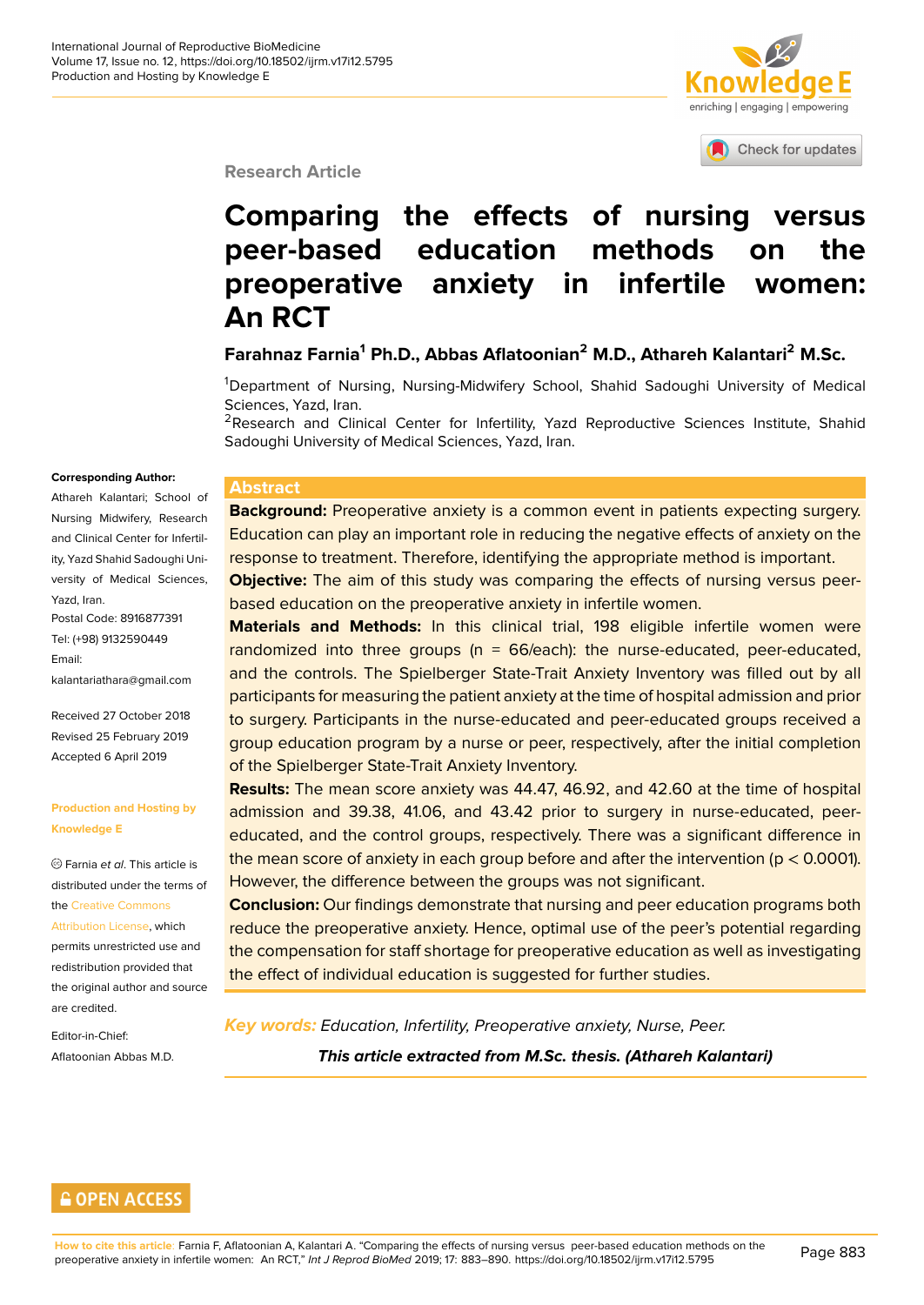Research Article

# Comparing the effects of nursing versus peer-based education methods on the preoperative anxiety in infertile women: An RCT

**Farahnaz Farnia[1] Ph.D., Abbas Aflatoonian[2] M.D., Athareh Kalantari[2] M.Sc.**

[1]Department of Nursing, Nursing-Midwifery School, Shahid Sadoughi University of Medical Sciences, Yazd, Iran.

[2]Research and Clinical Center for Infertility, Yazd Reproductive Sciences Institute, Shahid Sadoughi University of Medical Sciences, Yazd, Iran.

**Corresponding Author:**
Athareh Kalantari; School of Nursing Midwifery, Research and Clinical Center for Infertility, Yazd Shahid Sadoughi University of Medical Sciences, Yazd, Iran.
Postal Code: 8916877391
Tel: (+98) 9132590449
Email: kalantariathara@gmail.com

Received 27 October 2018
Revised 25 February 2019
Accepted 6 April 2019

**Production and Hosting by Knowledge E**

© Farnia *et al*. This article is distributed under the terms of the Creative Commons Attribution License, which permits unrestricted use and redistribution provided that the original author and source are credited.

Editor-in-Chief:
Aflatoonian Abbas M.D.

## Abstract

**Background:** Preoperative anxiety is a common event in patients expecting surgery. Education can play an important role in reducing the negative effects of anxiety on the response to treatment. Therefore, identifying the appropriate method is important.

**Objective:** The aim of this study was comparing the effects of nursing versus peer-based education on the preoperative anxiety in infertile women.

**Materials and Methods:** In this clinical trial, 198 eligible infertile women were randomized into three groups (n = 66/each): the nurse-educated, peer-educated, and the controls. The Spielberger State-Trait Anxiety Inventory was filled out by all participants for measuring the patient anxiety at the time of hospital admission and prior to surgery. Participants in the nurse-educated and peer-educated groups received a group education program by a nurse or peer, respectively, after the initial completion of the Spielberger State-Trait Anxiety Inventory.

**Results:** The mean score anxiety was 44.47, 46.92, and 42.60 at the time of hospital admission and 39.38, 41.06, and 43.42 prior to surgery in nurse-educated, peer-educated, and the control groups, respectively. There was a significant difference in the mean score of anxiety in each group before and after the intervention ($p < 0.0001$). However, the difference between the groups was not significant.

**Conclusion:** Our findings demonstrate that nursing and peer education programs both reduce the preoperative anxiety. Hence, optimal use of the peer's potential regarding the compensation for staff shortage for preoperative education as well as investigating the effect of individual education is suggested for further studies.

***Key words:*** *Education, Infertility, Preoperative anxiety, Nurse, Peer.*

***This article extracted from M.Sc. thesis. (Athareh Kalantari)***

**How to cite this article:** Farnia F, Aflatoonian A, Kalantari A. "Comparing the effects of nursing versus peer-based education methods on the preoperative anxiety in infertile women: An RCT," *Int J Reprod BioMed* 2019; 17: 883–890. https://doi.org/10.18502/ijrm.v17i12.5795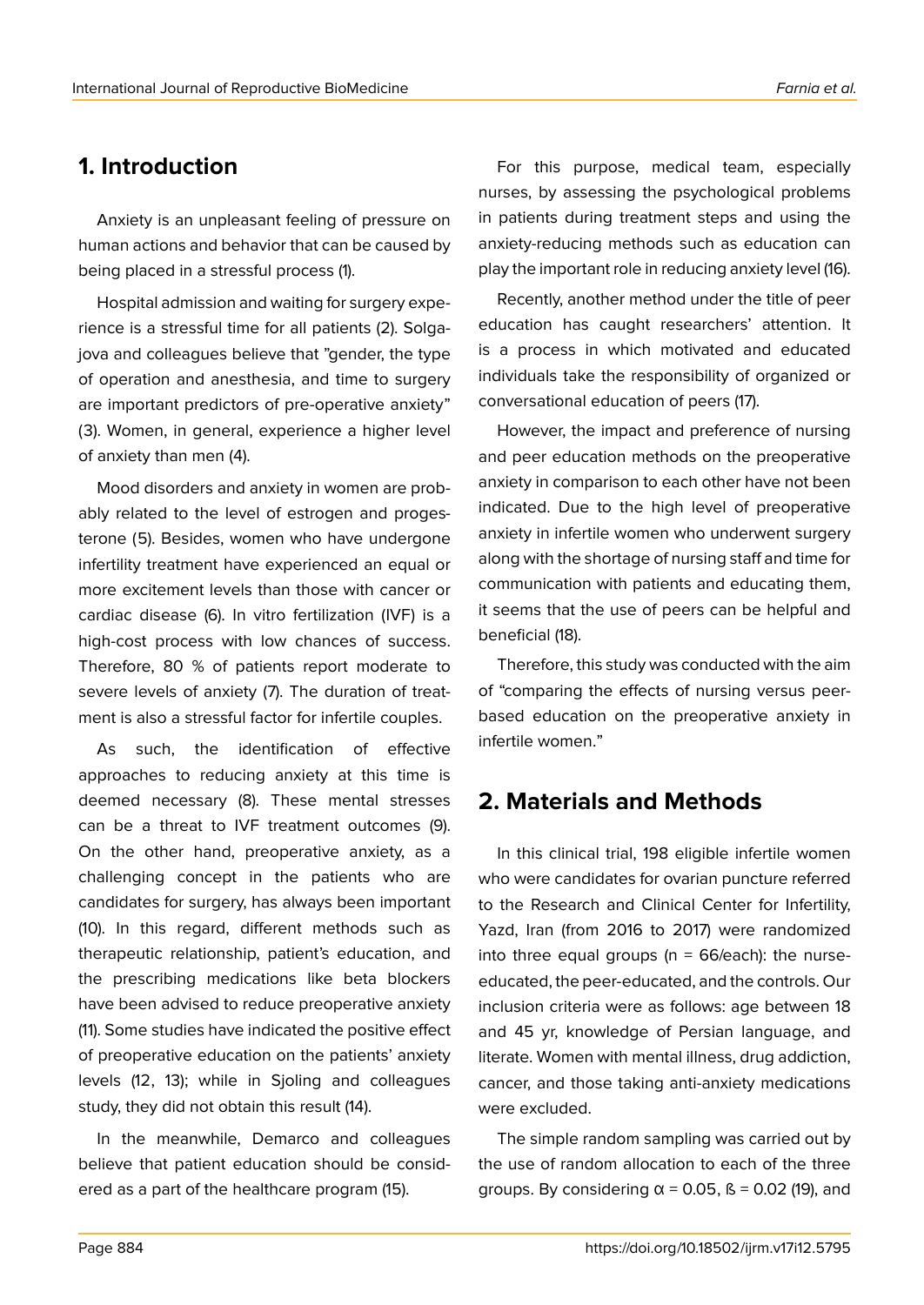## 1. Introduction

Anxiety is an unpleasant feeling of pressure on human actions and behavior that can be caused by being placed in a stressful process (1).

Hospital admission and waiting for surgery experience is a stressful time for all patients (2). Solgajova and colleagues believe that "gender, the type of operation and anesthesia, and time to surgery are important predictors of pre-operative anxiety" (3). Women, in general, experience a higher level of anxiety than men (4).

Mood disorders and anxiety in women are probably related to the level of estrogen and progesterone (5). Besides, women who have undergone infertility treatment have experienced an equal or more excitement levels than those with cancer or cardiac disease (6). In vitro fertilization (IVF) is a high-cost process with low chances of success. Therefore, 80 % of patients report moderate to severe levels of anxiety (7). The duration of treatment is also a stressful factor for infertile couples.

As such, the identification of effective approaches to reducing anxiety at this time is deemed necessary (8). These mental stresses can be a threat to IVF treatment outcomes (9). On the other hand, preoperative anxiety, as a challenging concept in the patients who are candidates for surgery, has always been important (10). In this regard, different methods such as therapeutic relationship, patient's education, and the prescribing medications like beta blockers have been advised to reduce preoperative anxiety (11). Some studies have indicated the positive effect of preoperative education on the patients' anxiety levels (12, 13); while in Sjoling and colleagues study, they did not obtain this result (14).

In the meanwhile, Demarco and colleagues believe that patient education should be considered as a part of the healthcare program (15).

For this purpose, medical team, especially nurses, by assessing the psychological problems in patients during treatment steps and using the anxiety-reducing methods such as education can play the important role in reducing anxiety level (16).

Recently, another method under the title of peer education has caught researchers' attention. It is a process in which motivated and educated individuals take the responsibility of organized or conversational education of peers (17).

However, the impact and preference of nursing and peer education methods on the preoperative anxiety in comparison to each other have not been indicated. Due to the high level of preoperative anxiety in infertile women who underwent surgery along with the shortage of nursing staff and time for communication with patients and educating them, it seems that the use of peers can be helpful and beneficial (18).

Therefore, this study was conducted with the aim of "comparing the effects of nursing versus peer-based education on the preoperative anxiety in infertile women."

## 2. Materials and Methods

In this clinical trial, 198 eligible infertile women who were candidates for ovarian puncture referred to the Research and Clinical Center for Infertility, Yazd, Iran (from 2016 to 2017) were randomized into three equal groups (n = 66/each): the nurse-educated, the peer-educated, and the controls. Our inclusion criteria were as follows: age between 18 and 45 yr, knowledge of Persian language, and literate. Women with mental illness, drug addiction, cancer, and those taking anti-anxiety medications were excluded.

The simple random sampling was carried out by the use of random allocation to each of the three groups. By considering $\alpha = 0.05$, ß = 0.02 (19), and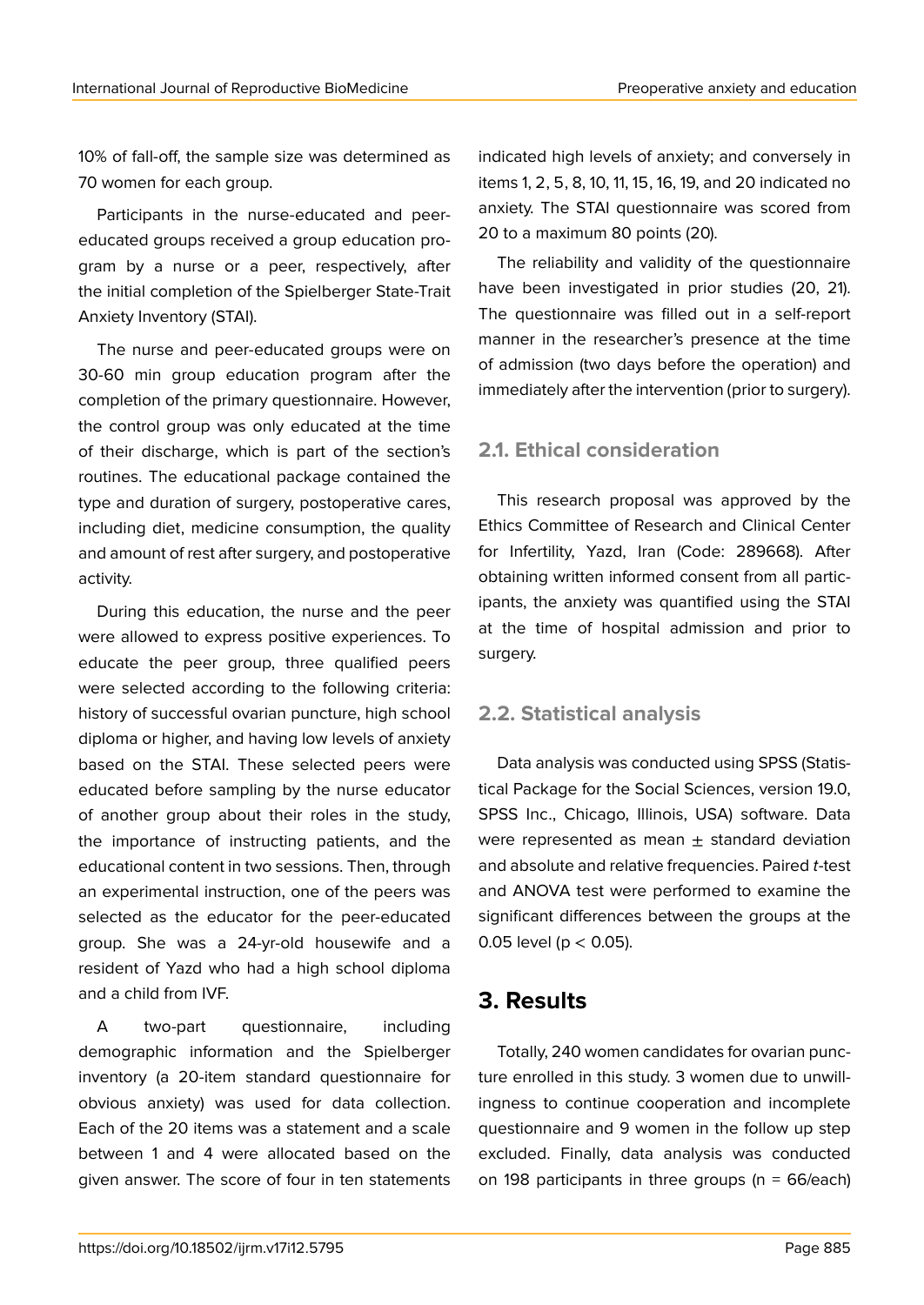10% of fall-off, the sample size was determined as 70 women for each group.

Participants in the nurse-educated and peer-educated groups received a group education program by a nurse or a peer, respectively, after the initial completion of the Spielberger State-Trait Anxiety Inventory (STAI).

The nurse and peer-educated groups were on 30-60 min group education program after the completion of the primary questionnaire. However, the control group was only educated at the time of their discharge, which is part of the section's routines. The educational package contained the type and duration of surgery, postoperative cares, including diet, medicine consumption, the quality and amount of rest after surgery, and postoperative activity.

During this education, the nurse and the peer were allowed to express positive experiences. To educate the peer group, three qualified peers were selected according to the following criteria: history of successful ovarian puncture, high school diploma or higher, and having low levels of anxiety based on the STAI. These selected peers were educated before sampling by the nurse educator of another group about their roles in the study, the importance of instructing patients, and the educational content in two sessions. Then, through an experimental instruction, one of the peers was selected as the educator for the peer-educated group. She was a 24-yr-old housewife and a resident of Yazd who had a high school diploma and a child from IVF.

A two-part questionnaire, including demographic information and the Spielberger inventory (a 20-item standard questionnaire for obvious anxiety) was used for data collection. Each of the 20 items was a statement and a scale between 1 and 4 were allocated based on the given answer. The score of four in ten statements indicated high levels of anxiety; and conversely in items 1, 2, 5, 8, 10, 11, 15, 16, 19, and 20 indicated no anxiety. The STAI questionnaire was scored from 20 to a maximum 80 points (20).

The reliability and validity of the questionnaire have been investigated in prior studies (20, 21). The questionnaire was filled out in a self-report manner in the researcher's presence at the time of admission (two days before the operation) and immediately after the intervention (prior to surgery).

### 2.1. Ethical consideration

This research proposal was approved by the Ethics Committee of Research and Clinical Center for Infertility, Yazd, Iran (Code: 289668). After obtaining written informed consent from all participants, the anxiety was quantified using the STAI at the time of hospital admission and prior to surgery.

### 2.2. Statistical analysis

Data analysis was conducted using SPSS (Statistical Package for the Social Sciences, version 19.0, SPSS Inc., Chicago, Illinois, USA) software. Data were represented as mean ± standard deviation and absolute and relative frequencies. Paired *t*-test and ANOVA test were performed to examine the significant differences between the groups at the 0.05 level ($p < 0.05$).

## 3. Results

Totally, 240 women candidates for ovarian puncture enrolled in this study. 3 women due to unwillingness to continue cooperation and incomplete questionnaire and 9 women in the follow up step excluded. Finally, data analysis was conducted on 198 participants in three groups (n = 66/each)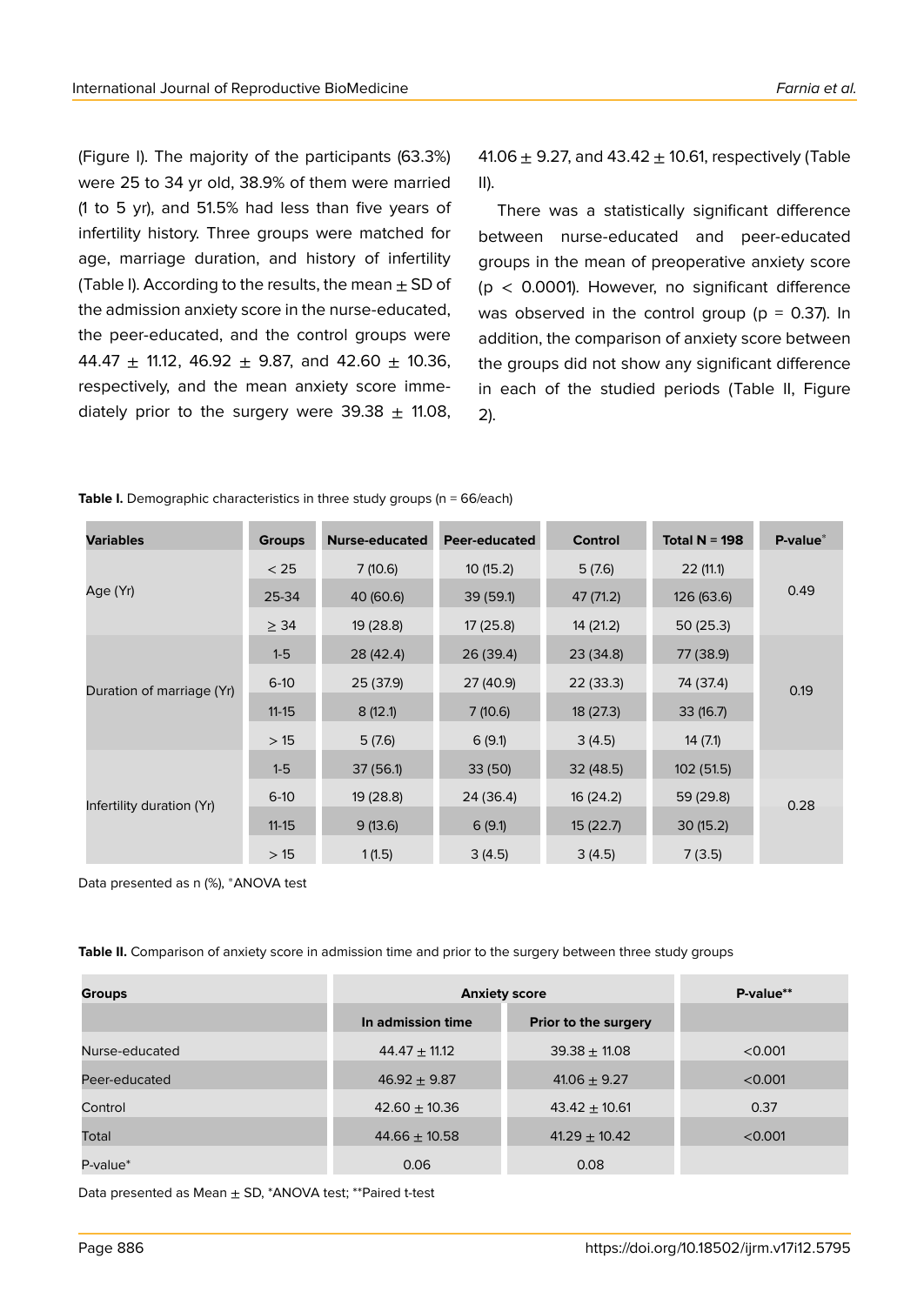(Figure I). The majority of the participants (63.3%) were 25 to 34 yr old, 38.9% of them were married (1 to 5 yr), and 51.5% had less than five years of infertility history. Three groups were matched for age, marriage duration, and history of infertility (Table I). According to the results, the mean ± SD of the admission anxiety score in the nurse-educated, the peer-educated, and the control groups were 44.47 ± 11.12, 46.92 ± 9.87, and 42.60 ± 10.36, respectively, and the mean anxiety score immediately prior to the surgery were 39.38 ± 11.08, 41.06 ± 9.27, and 43.42 ± 10.61, respectively (Table II).

There was a statistically significant difference between nurse-educated and peer-educated groups in the mean of preoperative anxiety score ($p < 0.0001$). However, no significant difference was observed in the control group ($p = 0.37$). In addition, the comparison of anxiety score between the groups did not show any significant difference in each of the studied periods (Table II, Figure 2).

**Table I.** Demographic characteristics in three study groups (n = 66/each)

| Variables | Groups | Nurse-educated | Peer-educated | Control | Total N = 198 | P-value* |
|---|---|---|---|---|---|---|
| Age (Yr) | < 25 | 7 (10.6) | 10 (15.2) | 5 (7.6) | 22 (11.1) | 0.49 |
| | 25-34 | 40 (60.6) | 39 (59.1) | 47 (71.2) | 126 (63.6) | |
| | ≥ 34 | 19 (28.8) | 17 (25.8) | 14 (21.2) | 50 (25.3) | |
| Duration of marriage (Yr) | 1-5 | 28 (42.4) | 26 (39.4) | 23 (34.8) | 77 (38.9) | 0.19 |
| | 6-10 | 25 (37.9) | 27 (40.9) | 22 (33.3) | 74 (37.4) | |
| | 11-15 | 8 (12.1) | 7 (10.6) | 18 (27.3) | 33 (16.7) | |
| | > 15 | 5 (7.6) | 6 (9.1) | 3 (4.5) | 14 (7.1) | |
| Infertility duration (Yr) | 1-5 | 37 (56.1) | 33 (50) | 32 (48.5) | 102 (51.5) | 0.28 |
| | 6-10 | 19 (28.8) | 24 (36.4) | 16 (24.2) | 59 (29.8) | |
| | 11-15 | 9 (13.6) | 6 (9.1) | 15 (22.7) | 30 (15.2) | |
| | > 15 | 1 (1.5) | 3 (4.5) | 3 (4.5) | 7 (3.5) | |

Data presented as n (%), *ANOVA test

**Table II.** Comparison of anxiety score in admission time and prior to the surgery between three study groups

| Groups | Anxiety score | | P-value** |
|---|---|---|---|
| | In admission time | Prior to the surgery | |
| Nurse-educated | 44.47 ± 11.12 | 39.38 ± 11.08 | <0.001 |
| Peer-educated | 46.92 ± 9.87 | 41.06 ± 9.27 | <0.001 |
| Control | 42.60 ± 10.36 | 43.42 ± 10.61 | 0.37 |
| Total | 44.66 ± 10.58 | 41.29 ± 10.42 | <0.001 |
| P-value* | 0.06 | 0.08 | |

Data presented as Mean ± SD, *ANOVA test; **Paired t-test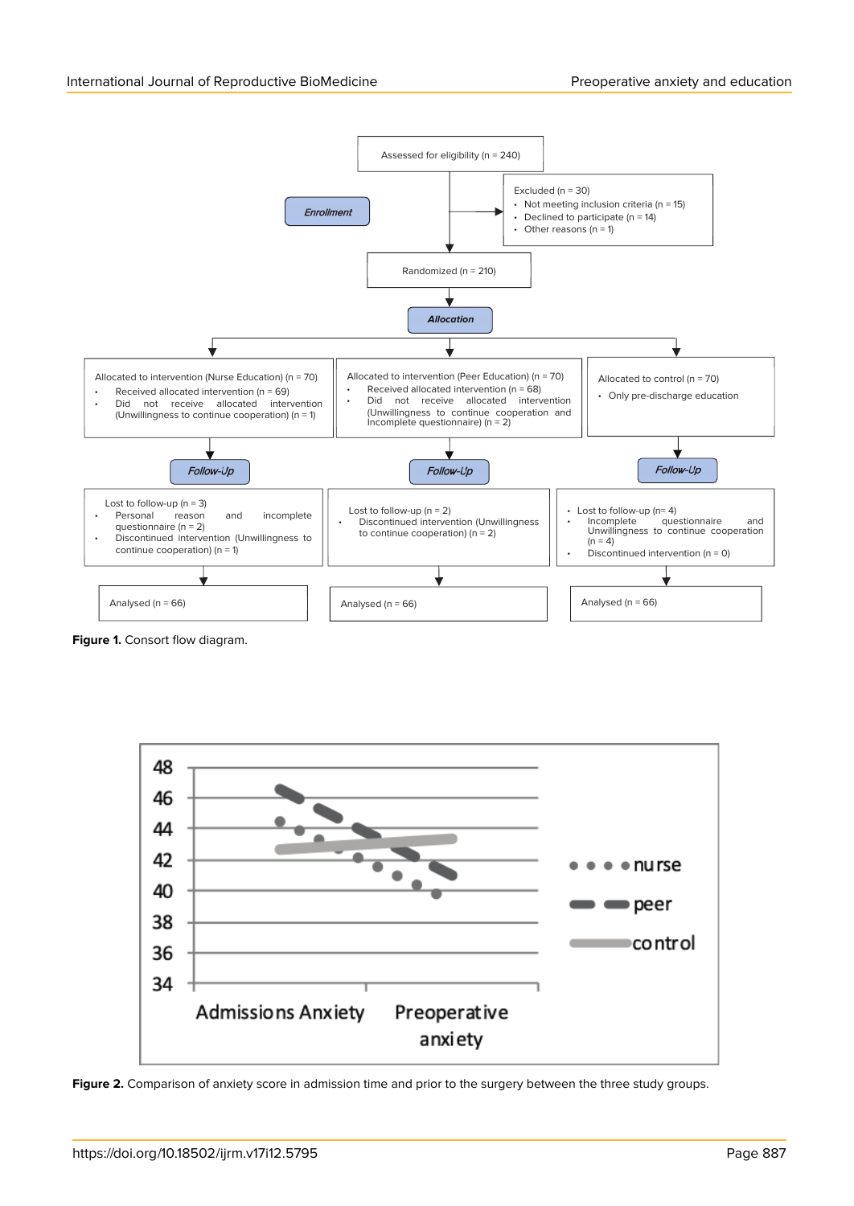**Figure 1.** Consort flow diagram.

**Figure 2.** Comparison of anxiety score in admission time and prior to the surgery between the three study groups.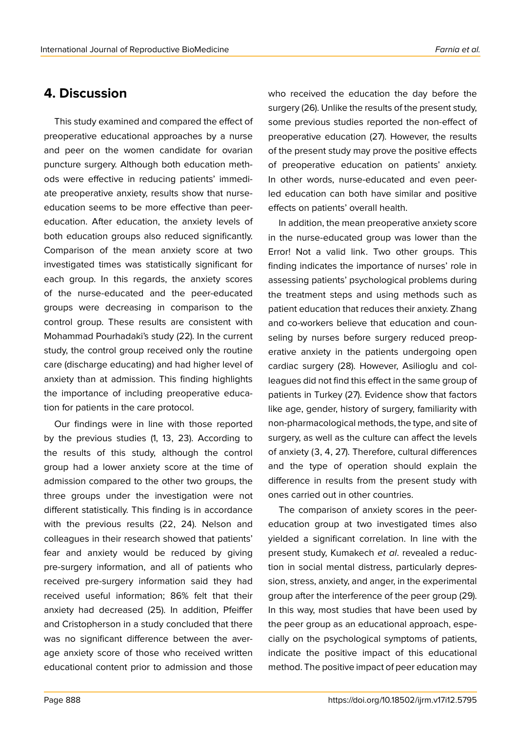## 4. Discussion

This study examined and compared the effect of preoperative educational approaches by a nurse and peer on the women candidate for ovarian puncture surgery. Although both education methods were effective in reducing patients' immediate preoperative anxiety, results show that nurse-education seems to be more effective than peer-education. After education, the anxiety levels of both education groups also reduced significantly. Comparison of the mean anxiety score at two investigated times was statistically significant for each group. In this regards, the anxiety scores of the nurse-educated and the peer-educated groups were decreasing in comparison to the control group. These results are consistent with Mohammad Pourhadaki's study (22). In the current study, the control group received only the routine care (discharge educating) and had higher level of anxiety than at admission. This finding highlights the importance of including preoperative education for patients in the care protocol.

Our findings were in line with those reported by the previous studies (1, 13, 23). According to the results of this study, although the control group had a lower anxiety score at the time of admission compared to the other two groups, the three groups under the investigation were not different statistically. This finding is in accordance with the previous results (22, 24). Nelson and colleagues in their research showed that patients' fear and anxiety would be reduced by giving pre-surgery information, and all of patients who received pre-surgery information said they had received useful information; 86% felt that their anxiety had decreased (25). In addition, Pfeiffer and Cristopherson in a study concluded that there was no significant difference between the average anxiety score of those who received written educational content prior to admission and those who received the education the day before the surgery (26). Unlike the results of the present study, some previous studies reported the non-effect of preoperative education (27). However, the results of the present study may prove the positive effects of preoperative education on patients' anxiety. In other words, nurse-educated and even peer-led education can both have similar and positive effects on patients' overall health.

In addition, the mean preoperative anxiety score in the nurse-educated group was lower than the Error! Not a valid link. Two other groups. This finding indicates the importance of nurses' role in assessing patients' psychological problems during the treatment steps and using methods such as patient education that reduces their anxiety. Zhang and co-workers believe that education and counseling by nurses before surgery reduced preoperative anxiety in the patients undergoing open cardiac surgery (28). However, Asilioglu and colleagues did not find this effect in the same group of patients in Turkey (27). Evidence show that factors like age, gender, history of surgery, familiarity with non-pharmacological methods, the type, and site of surgery, as well as the culture can affect the levels of anxiety (3, 4, 27). Therefore, cultural differences and the type of operation should explain the difference in results from the present study with ones carried out in other countries.

The comparison of anxiety scores in the peer-education group at two investigated times also yielded a significant correlation. In line with the present study, Kumakech *et al*. revealed a reduction in social mental distress, particularly depression, stress, anxiety, and anger, in the experimental group after the interference of the peer group (29). In this way, most studies that have been used by the peer group as an educational approach, especially on the psychological symptoms of patients, indicate the positive impact of this educational method. The positive impact of peer education may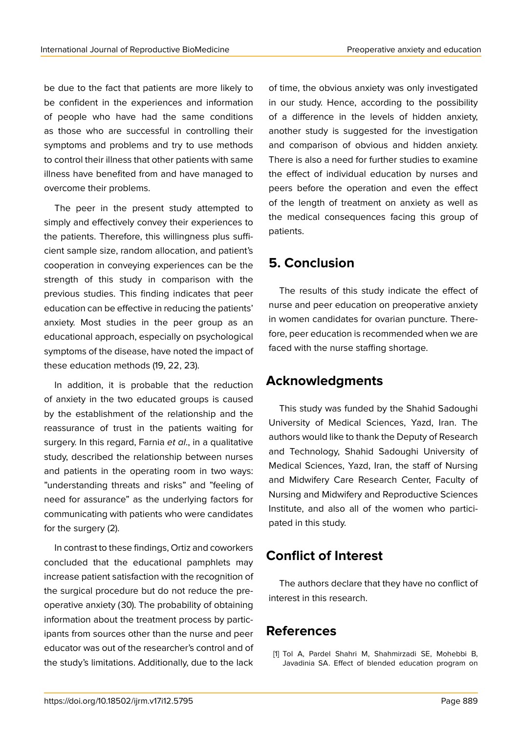be due to the fact that patients are more likely to be confident in the experiences and information of people who have had the same conditions as those who are successful in controlling their symptoms and problems and try to use methods to control their illness that other patients with same illness have benefited from and have managed to overcome their problems.

The peer in the present study attempted to simply and effectively convey their experiences to the patients. Therefore, this willingness plus sufficient sample size, random allocation, and patient's cooperation in conveying experiences can be the strength of this study in comparison with the previous studies. This finding indicates that peer education can be effective in reducing the patients' anxiety. Most studies in the peer group as an educational approach, especially on psychological symptoms of the disease, have noted the impact of these education methods (19, 22, 23).

In addition, it is probable that the reduction of anxiety in the two educated groups is caused by the establishment of the relationship and the reassurance of trust in the patients waiting for surgery. In this regard, Farnia *et al*., in a qualitative study, described the relationship between nurses and patients in the operating room in two ways: "understanding threats and risks" and "feeling of need for assurance" as the underlying factors for communicating with patients who were candidates for the surgery (2).

In contrast to these findings, Ortiz and coworkers concluded that the educational pamphlets may increase patient satisfaction with the recognition of the surgical procedure but do not reduce the preoperative anxiety (30). The probability of obtaining information about the treatment process by participants from sources other than the nurse and peer educator was out of the researcher's control and of the study's limitations. Additionally, due to the lack of time, the obvious anxiety was only investigated in our study. Hence, according to the possibility of a difference in the levels of hidden anxiety, another study is suggested for the investigation and comparison of obvious and hidden anxiety. There is also a need for further studies to examine the effect of individual education by nurses and peers before the operation and even the effect of the length of treatment on anxiety as well as the medical consequences facing this group of patients.

## 5. Conclusion

The results of this study indicate the effect of nurse and peer education on preoperative anxiety in women candidates for ovarian puncture. Therefore, peer education is recommended when we are faced with the nurse staffing shortage.

## Acknowledgments

This study was funded by the Shahid Sadoughi University of Medical Sciences, Yazd, Iran. The authors would like to thank the Deputy of Research and Technology, Shahid Sadoughi University of Medical Sciences, Yazd, Iran, the staff of Nursing and Midwifery Care Research Center, Faculty of Nursing and Midwifery and Reproductive Sciences Institute, and also all of the women who participated in this study.

## Conflict of Interest

The authors declare that they have no conflict of interest in this research.

## References

[1] Tol A, Pardel Shahri M, Shahmirzadi SE, Mohebbi B, Javadinia SA. Effect of blended education program on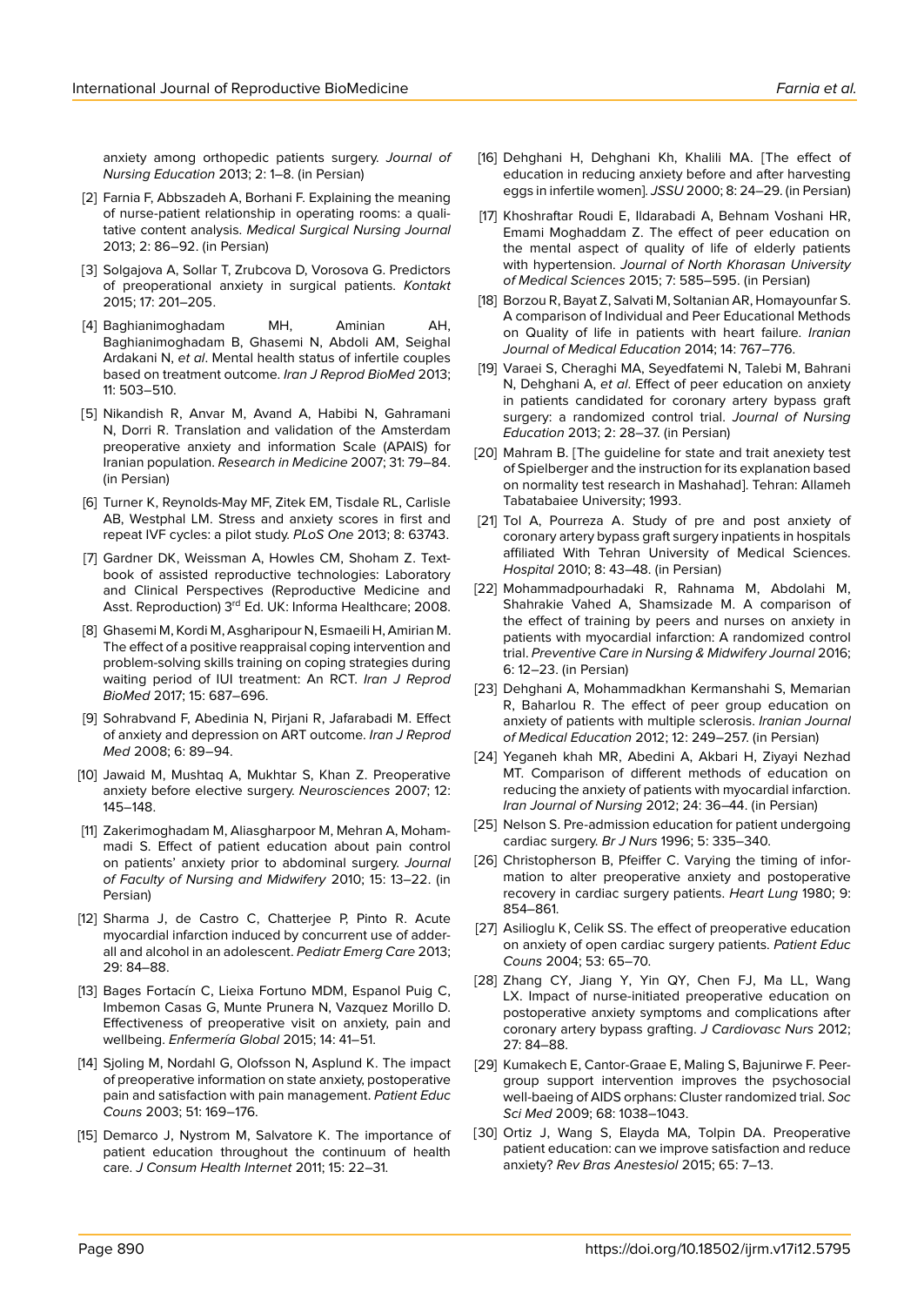anxiety among orthopedic patients surgery. *Journal of Nursing Education* 2013; 2: 1–8. (in Persian)

[2] Farnia F, Abbszadeh A, Borhani F. Explaining the meaning of nurse-patient relationship in operating rooms: a qualitative content analysis. *Medical Surgical Nursing Journal* 2013; 2: 86–92. (in Persian)

[3] Solgajova A, Sollar T, Zrubcova D, Vorosova G. Predictors of preoperational anxiety in surgical patients. *Kontakt* 2015; 17: 201–205.

[4] Baghianimoghadam MH, Aminian AH, Baghianimoghadam B, Ghasemi N, Abdoli AM, Seighal Ardakani N, *et al*. Mental health status of infertile couples based on treatment outcome. *Iran J Reprod BioMed* 2013; 11: 503–510.

[5] Nikandish R, Anvar M, Avand A, Habibi N, Gahramani N, Dorri R. Translation and validation of the Amsterdam preoperative anxiety and information Scale (APAIS) for Iranian population. *Research in Medicine* 2007; 31: 79–84. (in Persian)

[6] Turner K, Reynolds-May MF, Zitek EM, Tisdale RL, Carlisle AB, Westphal LM. Stress and anxiety scores in first and repeat IVF cycles: a pilot study. *PLoS One* 2013; 8: 63743.

[7] Gardner DK, Weissman A, Howles CM, Shoham Z. Textbook of assisted reproductive technologies: Laboratory and Clinical Perspectives (Reproductive Medicine and Asst. Reproduction) 3rd Ed. UK: Informa Healthcare; 2008.

[8] Ghasemi M, Kordi M, Asgharipour N, Esmaeili H, Amirian M. The effect of a positive reappraisal coping intervention and problem-solving skills training on coping strategies during waiting period of IUI treatment: An RCT. *Iran J Reprod BioMed* 2017; 15: 687–696.

[9] Sohrabvand F, Abedinia N, Pirjani R, Jafarabadi M. Effect of anxiety and depression on ART outcome. *Iran J Reprod Med* 2008; 6: 89–94.

[10] Jawaid M, Mushtaq A, Mukhtar S, Khan Z. Preoperative anxiety before elective surgery. *Neurosciences* 2007; 12: 145–148.

[11] Zakerimoghadam M, Aliasgharpoor M, Mehran A, Mohammadi S. Effect of patient education about pain control on patients' anxiety prior to abdominal surgery. *Journal of Faculty of Nursing and Midwifery* 2010; 15: 13–22. (in Persian)

[12] Sharma J, de Castro C, Chatterjee P, Pinto R. Acute myocardial infarction induced by concurrent use of adderall and alcohol in an adolescent. *Pediatr Emerg Care* 2013; 29: 84–88.

[13] Bages Fortacín C, Lleixa Fortuno MDM, Espanol Puig C, Imbemon Casas G, Munte Prunera N, Vazquez Morillo D. Effectiveness of preoperative visit on anxiety, pain and wellbeing. *Enfermería Global* 2015; 14: 41–51.

[14] Sjoling M, Nordahl G, Olofsson N, Asplund K. The impact of preoperative information on state anxiety, postoperative pain and satisfaction with pain management. *Patient Educ Couns* 2003; 51: 169–176.

[15] Demarco J, Nystrom M, Salvatore K. The importance of patient education throughout the continuum of health care. *J Consum Health Internet* 2011; 15: 22–31.

[16] Dehghani H, Dehghani Kh, Khalili MA. [The effect of education in reducing anxiety before and after harvesting eggs in infertile women]. *JSSU* 2000; 8: 24–29. (in Persian)

[17] Khoshraftar Roudi E, Ildarabadi A, Behnam Voshani HR, Emami Moghaddam Z. The effect of peer education on the mental aspect of quality of life of elderly patients with hypertension. *Journal of North Khorasan University of Medical Sciences* 2015; 7: 585–595. (in Persian)

[18] Borzou R, Bayat Z, Salvati M, Soltanian AR, Homayounfar S. A comparison of Individual and Peer Educational Methods on Quality of life in patients with heart failure. *Iranian Journal of Medical Education* 2014; 14: 767–776.

[19] Varaei S, Cheraghi MA, Seyedfatemi N, Talebi M, Bahrani N, Dehghani A, *et al*. Effect of peer education on anxiety in patients candidated for coronary artery bypass graft surgery: a randomized control trial. *Journal of Nursing Education* 2013; 2: 28–37. (in Persian)

[20] Mahram B. [The guideline for state and trait anexiety test of Spielberger and the instruction for its explanation based on normality test research in Mashahad]. Tehran: Allameh Tabatabaiee University; 1993.

[21] Tol A, Pourreza A. Study of pre and post anxiety of coronary artery bypass graft surgery inpatients in hospitals affiliated With Tehran University of Medical Sciences. *Hospital* 2010; 8: 43–48. (in Persian)

[22] Mohammadpourhadaki R, Rahnama M, Abdolahi M, Shahrakie Vahed A, Shamsizade M. A comparison of the effect of training by peers and nurses on anxiety in patients with myocardial infarction: A randomized control trial. *Preventive Care in Nursing & Midwifery Journal* 2016; 6: 12–23. (in Persian)

[23] Dehghani A, Mohammadkhan Kermanshahi S, Memarian R, Baharlou R. The effect of peer group education on anxiety of patients with multiple sclerosis. *Iranian Journal of Medical Education* 2012; 12: 249–257. (in Persian)

[24] Yeganeh khah MR, Abedini A, Akbari H, Ziyayi Nezhad MT. Comparison of different methods of education on reducing the anxiety of patients with myocardial infarction. *Iran Journal of Nursing* 2012; 24: 36–44. (in Persian)

[25] Nelson S. Pre-admission education for patient undergoing cardiac surgery. *Br J Nurs* 1996; 5: 335–340.

[26] Christopherson B, Pfeiffer C. Varying the timing of information to alter preoperative anxiety and postoperative recovery in cardiac surgery patients. *Heart Lung* 1980; 9: 854–861.

[27] Asilioglu K, Celik SS. The effect of preoperative education on anxiety of open cardiac surgery patients. *Patient Educ Couns* 2004; 53: 65–70.

[28] Zhang CY, Jiang Y, Yin QY, Chen FJ, Ma LL, Wang LX. Impact of nurse-initiated preoperative education on postoperative anxiety symptoms and complications after coronary artery bypass grafting. *J Cardiovasc Nurs* 2012; 27: 84–88.

[29] Kumakech E, Cantor-Graae E, Maling S, Bajunirwe F. Peer-group support intervention improves the psychosocial well-baeing of AIDS orphans: Cluster randomized trial. *Soc Sci Med* 2009; 68: 1038–1043.

[30] Ortiz J, Wang S, Elayda MA, Tolpin DA. Preoperative patient education: can we improve satisfaction and reduce anxiety? *Rev Bras Anestesiol* 2015; 65: 7–13.